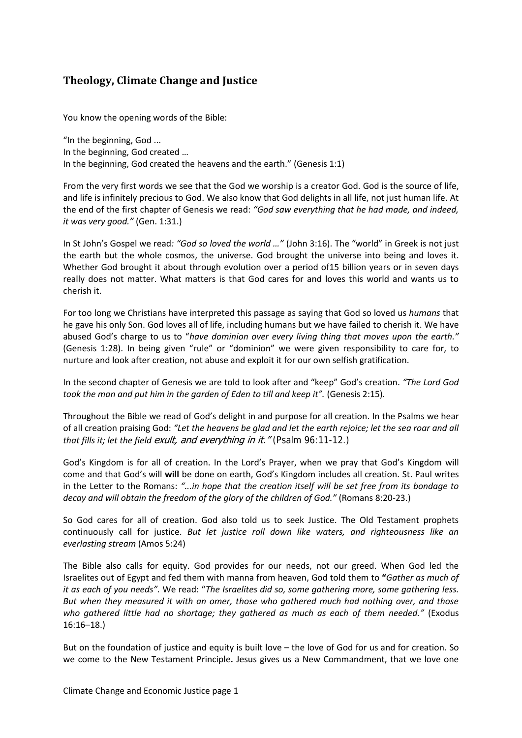## Theology, Climate Change and Justice

You know the opening words of the Bible:

"In the beginning, God ...
In the beginning, God created …
In the beginning, God created the heavens and the earth." (Genesis 1:1)

From the very first words we see that the God we worship is a creator God. God is the source of life, and life is infinitely precious to God. We also know that God delights in all life, not just human life. At the end of the first chapter of Genesis we read: *"God saw everything that he had made, and indeed, it was very good."* (Gen. 1:31.)

In St John's Gospel we read*: "God so loved the world …"* (John 3:16). The "world" in Greek is not just the earth but the whole cosmos, the universe. God brought the universe into being and loves it. Whether God brought it about through evolution over a period of15 billion years or in seven days really does not matter. What matters is that God cares for and loves this world and wants us to cherish it.

For too long we Christians have interpreted this passage as saying that God so loved us *humans* that he gave his only Son. God loves all of life, including humans but we have failed to cherish it. We have abused God's charge to us to "*have dominion over every living thing that moves upon the earth."* (Genesis 1:28). In being given "rule" or "dominion" we were given responsibility to care for, to nurture and look after creation, not abuse and exploit it for our own selfish gratification.

In the second chapter of Genesis we are told to look after and "keep" God's creation. *"The Lord God took the man and put him in the garden of Eden to till and keep it".* (Genesis 2:15).

Throughout the Bible we read of God's delight in and purpose for all creation. In the Psalms we hear of all creation praising God: *"Let the heavens be glad and let the earth rejoice; let the sea roar and all that fills it; let the field exult, and everything in it."* (Psalm 96:11-12.)

God's Kingdom is for all of creation. In the Lord's Prayer, when we pray that God's Kingdom will come and that God's will **will** be done on earth, God's Kingdom includes all creation. St. Paul writes in the Letter to the Romans: *"...in hope that the creation itself will be set free from its bondage to decay and will obtain the freedom of the glory of the children of God."* (Romans 8:20-23.)

So God cares for all of creation. God also told us to seek Justice. The Old Testament prophets continuously call for justice. *But let justice roll down like waters, and righteousness like an everlasting stream* (Amos 5:24)

The Bible also calls for equity. God provides for our needs, not our greed. When God led the Israelites out of Egypt and fed them with manna from heaven, God told them to **"***Gather as much of it as each of you needs".* We read: "*The Israelites did so, some gathering more, some gathering less. But when they measured it with an omer, those who gathered much had nothing over, and those who gathered little had no shortage; they gathered as much as each of them needed."* (Exodus 16:16–18.)

But on the foundation of justice and equity is built love – the love of God for us and for creation. So we come to the New Testament Principle**.** Jesus gives us a New Commandment, that we love one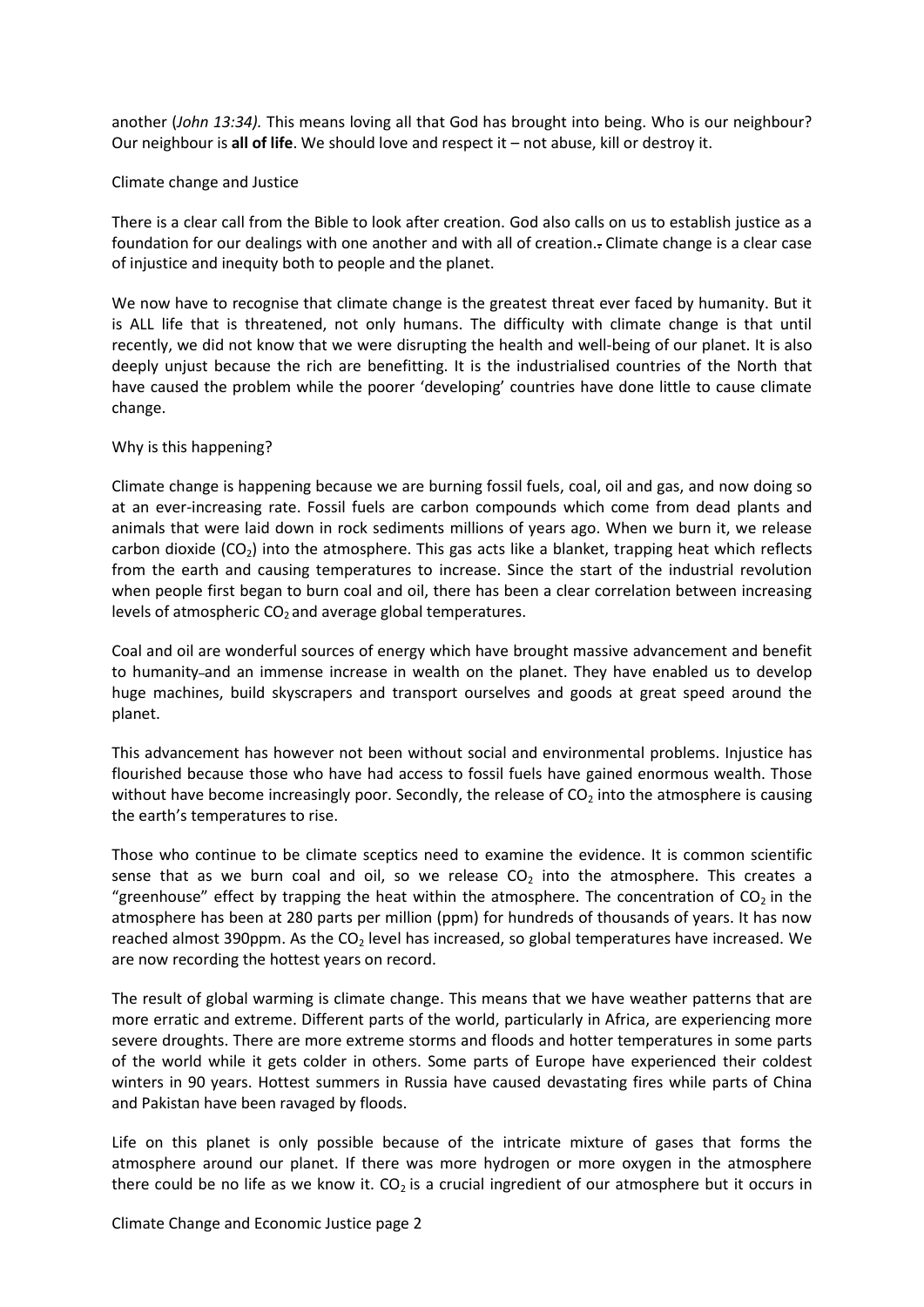another (*John 13:34).* This means loving all that God has brought into being. Who is our neighbour? Our neighbour is **all of life**. We should love and respect it – not abuse, kill or destroy it.

## Climate change and Justice

There is a clear call from the Bible to look after creation. God also calls on us to establish justice as a foundation for our dealings with one another and with all of creation.. Climate change is a clear case of injustice and inequity both to people and the planet.

We now have to recognise that climate change is the greatest threat ever faced by humanity. But it is ALL life that is threatened, not only humans. The difficulty with climate change is that until recently, we did not know that we were disrupting the health and well-being of our planet. It is also deeply unjust because the rich are benefitting. It is the industrialised countries of the North that have caused the problem while the poorer 'developing' countries have done little to cause climate change.

## Why is this happening?

Climate change is happening because we are burning fossil fuels, coal, oil and gas, and now doing so at an ever-increasing rate. Fossil fuels are carbon compounds which come from dead plants and animals that were laid down in rock sediments millions of years ago. When we burn it, we release carbon dioxide ($CO_2$) into the atmosphere. This gas acts like a blanket, trapping heat which reflects from the earth and causing temperatures to increase. Since the start of the industrial revolution when people first began to burn coal and oil, there has been a clear correlation between increasing levels of atmospheric $CO_2$ and average global temperatures.

Coal and oil are wonderful sources of energy which have brought massive advancement and benefit to humanity and an immense increase in wealth on the planet. They have enabled us to develop huge machines, build skyscrapers and transport ourselves and goods at great speed around the planet.

This advancement has however not been without social and environmental problems. Injustice has flourished because those who have had access to fossil fuels have gained enormous wealth. Those without have become increasingly poor. Secondly, the release of $CO_2$ into the atmosphere is causing the earth's temperatures to rise.

Those who continue to be climate sceptics need to examine the evidence. It is common scientific sense that as we burn coal and oil, so we release $CO_2$ into the atmosphere. This creates a "greenhouse" effect by trapping the heat within the atmosphere. The concentration of $CO_2$ in the atmosphere has been at 280 parts per million (ppm) for hundreds of thousands of years. It has now reached almost 390ppm. As the $CO_2$ level has increased, so global temperatures have increased. We are now recording the hottest years on record.

The result of global warming is climate change. This means that we have weather patterns that are more erratic and extreme. Different parts of the world, particularly in Africa, are experiencing more severe droughts. There are more extreme storms and floods and hotter temperatures in some parts of the world while it gets colder in others. Some parts of Europe have experienced their coldest winters in 90 years. Hottest summers in Russia have caused devastating fires while parts of China and Pakistan have been ravaged by floods.

Life on this planet is only possible because of the intricate mixture of gases that forms the atmosphere around our planet. If there was more hydrogen or more oxygen in the atmosphere there could be no life as we know it. $CO_2$ is a crucial ingredient of our atmosphere but it occurs in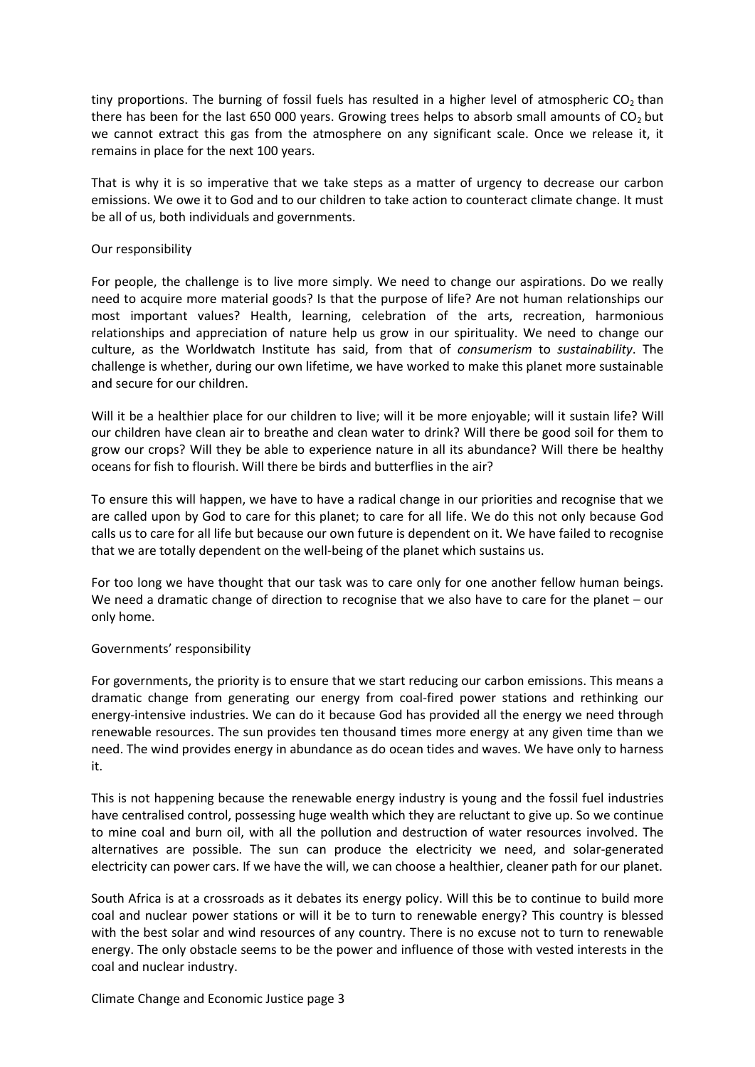tiny proportions. The burning of fossil fuels has resulted in a higher level of atmospheric $CO_2$ than there has been for the last 650 000 years. Growing trees helps to absorb small amounts of $CO_2$ but we cannot extract this gas from the atmosphere on any significant scale. Once we release it, it remains in place for the next 100 years.

That is why it is so imperative that we take steps as a matter of urgency to decrease our carbon emissions. We owe it to God and to our children to take action to counteract climate change. It must be all of us, both individuals and governments.

## Our responsibility

For people, the challenge is to live more simply. We need to change our aspirations. Do we really need to acquire more material goods? Is that the purpose of life? Are not human relationships our most important values? Health, learning, celebration of the arts, recreation, harmonious relationships and appreciation of nature help us grow in our spirituality. We need to change our culture, as the Worldwatch Institute has said, from that of *consumerism* to *sustainability*. The challenge is whether, during our own lifetime, we have worked to make this planet more sustainable and secure for our children.

Will it be a healthier place for our children to live; will it be more enjoyable; will it sustain life? Will our children have clean air to breathe and clean water to drink? Will there be good soil for them to grow our crops? Will they be able to experience nature in all its abundance? Will there be healthy oceans for fish to flourish. Will there be birds and butterflies in the air?

To ensure this will happen, we have to have a radical change in our priorities and recognise that we are called upon by God to care for this planet; to care for all life. We do this not only because God calls us to care for all life but because our own future is dependent on it. We have failed to recognise that we are totally dependent on the well-being of the planet which sustains us.

For too long we have thought that our task was to care only for one another fellow human beings. We need a dramatic change of direction to recognise that we also have to care for the planet – our only home.

## Governments' responsibility

For governments, the priority is to ensure that we start reducing our carbon emissions. This means a dramatic change from generating our energy from coal-fired power stations and rethinking our energy-intensive industries. We can do it because God has provided all the energy we need through renewable resources. The sun provides ten thousand times more energy at any given time than we need. The wind provides energy in abundance as do ocean tides and waves. We have only to harness it.

This is not happening because the renewable energy industry is young and the fossil fuel industries have centralised control, possessing huge wealth which they are reluctant to give up. So we continue to mine coal and burn oil, with all the pollution and destruction of water resources involved. The alternatives are possible. The sun can produce the electricity we need, and solar-generated electricity can power cars. If we have the will, we can choose a healthier, cleaner path for our planet.

South Africa is at a crossroads as it debates its energy policy. Will this be to continue to build more coal and nuclear power stations or will it be to turn to renewable energy? This country is blessed with the best solar and wind resources of any country. There is no excuse not to turn to renewable energy. The only obstacle seems to be the power and influence of those with vested interests in the coal and nuclear industry.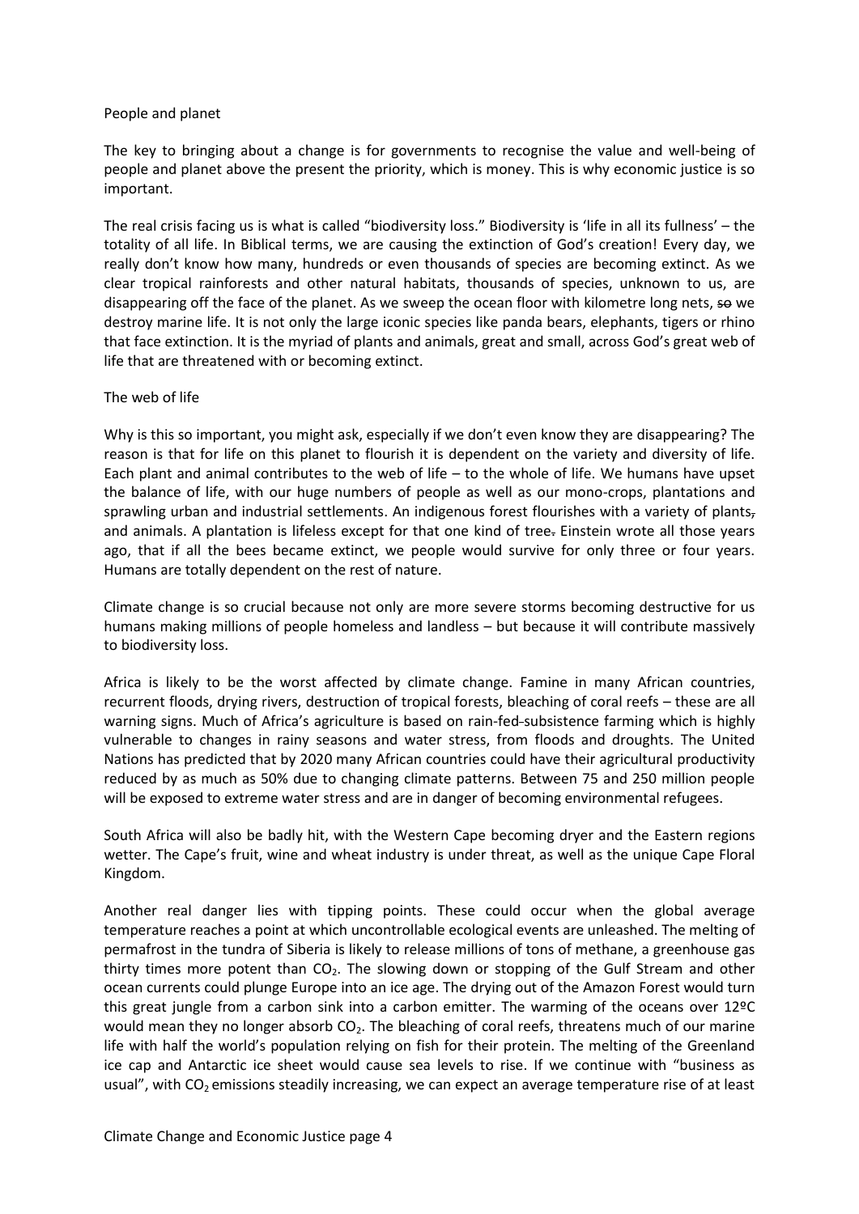## People and planet

The key to bringing about a change is for governments to recognise the value and well-being of people and planet above the present the priority, which is money. This is why economic justice is so important.

The real crisis facing us is what is called "biodiversity loss." Biodiversity is 'life in all its fullness' – the totality of all life. In Biblical terms, we are causing the extinction of God's creation! Every day, we really don't know how many, hundreds or even thousands of species are becoming extinct. As we clear tropical rainforests and other natural habitats, thousands of species, unknown to us, are disappearing off the face of the planet. As we sweep the ocean floor with kilometre long nets, ~~so~~ we destroy marine life. It is not only the large iconic species like panda bears, elephants, tigers or rhino that face extinction. It is the myriad of plants and animals, great and small, across God's great web of life that are threatened with or becoming extinct.

## The web of life

Why is this so important, you might ask, especially if we don't even know they are disappearing? The reason is that for life on this planet to flourish it is dependent on the variety and diversity of life. Each plant and animal contributes to the web of life – to the whole of life. We humans have upset the balance of life, with our huge numbers of people as well as our mono-crops, plantations and sprawling urban and industrial settlements. An indigenous forest flourishes with a variety of plants, and animals. A plantation is lifeless except for that one kind of tree. Einstein wrote all those years ago, that if all the bees became extinct, we people would survive for only three or four years. Humans are totally dependent on the rest of nature.

Climate change is so crucial because not only are more severe storms becoming destructive for us humans making millions of people homeless and landless – but because it will contribute massively to biodiversity loss.

Africa is likely to be the worst affected by climate change. Famine in many African countries, recurrent floods, drying rivers, destruction of tropical forests, bleaching of coral reefs – these are all warning signs. Much of Africa's agriculture is based on rain-fed-subsistence farming which is highly vulnerable to changes in rainy seasons and water stress, from floods and droughts. The United Nations has predicted that by 2020 many African countries could have their agricultural productivity reduced by as much as 50% due to changing climate patterns. Between 75 and 250 million people will be exposed to extreme water stress and are in danger of becoming environmental refugees.

South Africa will also be badly hit, with the Western Cape becoming dryer and the Eastern regions wetter. The Cape's fruit, wine and wheat industry is under threat, as well as the unique Cape Floral Kingdom.

Another real danger lies with tipping points. These could occur when the global average temperature reaches a point at which uncontrollable ecological events are unleashed. The melting of permafrost in the tundra of Siberia is likely to release millions of tons of methane, a greenhouse gas thirty times more potent than $CO_2$. The slowing down or stopping of the Gulf Stream and other ocean currents could plunge Europe into an ice age. The drying out of the Amazon Forest would turn this great jungle from a carbon sink into a carbon emitter. The warming of the oceans over 12ºC would mean they no longer absorb $CO_2$. The bleaching of coral reefs, threatens much of our marine life with half the world's population relying on fish for their protein. The melting of the Greenland ice cap and Antarctic ice sheet would cause sea levels to rise. If we continue with "business as usual", with $CO_2$ emissions steadily increasing, we can expect an average temperature rise of at least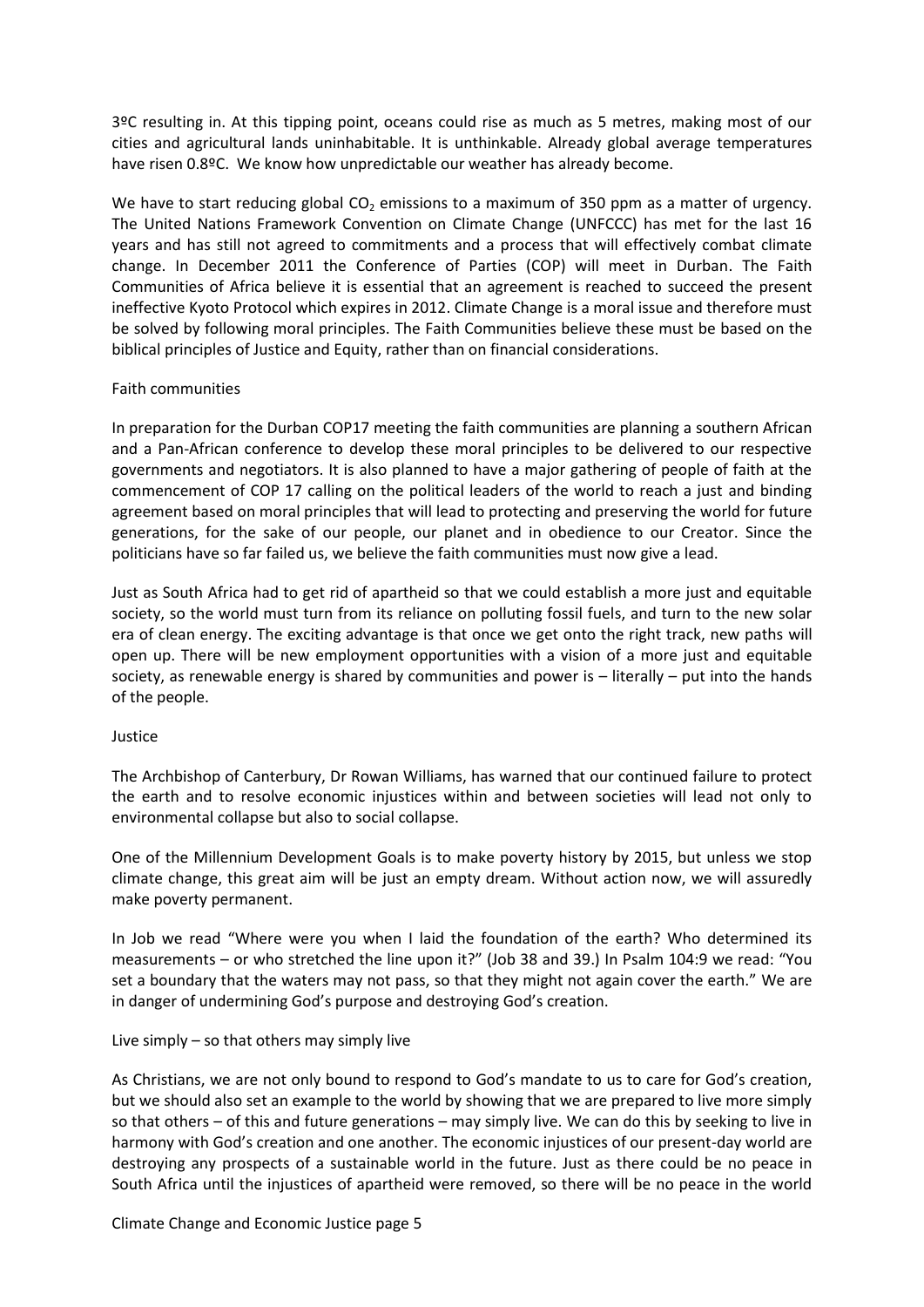3ºC resulting in. At this tipping point, oceans could rise as much as 5 metres, making most of our cities and agricultural lands uninhabitable. It is unthinkable. Already global average temperatures have risen 0.8ºC. We know how unpredictable our weather has already become.

We have to start reducing global $CO_2$ emissions to a maximum of 350 ppm as a matter of urgency. The United Nations Framework Convention on Climate Change (UNFCCC) has met for the last 16 years and has still not agreed to commitments and a process that will effectively combat climate change. In December 2011 the Conference of Parties (COP) will meet in Durban. The Faith Communities of Africa believe it is essential that an agreement is reached to succeed the present ineffective Kyoto Protocol which expires in 2012. Climate Change is a moral issue and therefore must be solved by following moral principles. The Faith Communities believe these must be based on the biblical principles of Justice and Equity, rather than on financial considerations.

## Faith communities

In preparation for the Durban COP17 meeting the faith communities are planning a southern African and a Pan-African conference to develop these moral principles to be delivered to our respective governments and negotiators. It is also planned to have a major gathering of people of faith at the commencement of COP 17 calling on the political leaders of the world to reach a just and binding agreement based on moral principles that will lead to protecting and preserving the world for future generations, for the sake of our people, our planet and in obedience to our Creator. Since the politicians have so far failed us, we believe the faith communities must now give a lead.

Just as South Africa had to get rid of apartheid so that we could establish a more just and equitable society, so the world must turn from its reliance on polluting fossil fuels, and turn to the new solar era of clean energy. The exciting advantage is that once we get onto the right track, new paths will open up. There will be new employment opportunities with a vision of a more just and equitable society, as renewable energy is shared by communities and power is – literally – put into the hands of the people.

## Justice

The Archbishop of Canterbury, Dr Rowan Williams, has warned that our continued failure to protect the earth and to resolve economic injustices within and between societies will lead not only to environmental collapse but also to social collapse.

One of the Millennium Development Goals is to make poverty history by 2015, but unless we stop climate change, this great aim will be just an empty dream. Without action now, we will assuredly make poverty permanent.

In Job we read "Where were you when I laid the foundation of the earth? Who determined its measurements – or who stretched the line upon it?" (Job 38 and 39.) In Psalm 104:9 we read: "You set a boundary that the waters may not pass, so that they might not again cover the earth." We are in danger of undermining God's purpose and destroying God's creation.

## Live simply – so that others may simply live

As Christians, we are not only bound to respond to God's mandate to us to care for God's creation, but we should also set an example to the world by showing that we are prepared to live more simply so that others – of this and future generations – may simply live. We can do this by seeking to live in harmony with God's creation and one another. The economic injustices of our present-day world are destroying any prospects of a sustainable world in the future. Just as there could be no peace in South Africa until the injustices of apartheid were removed, so there will be no peace in the world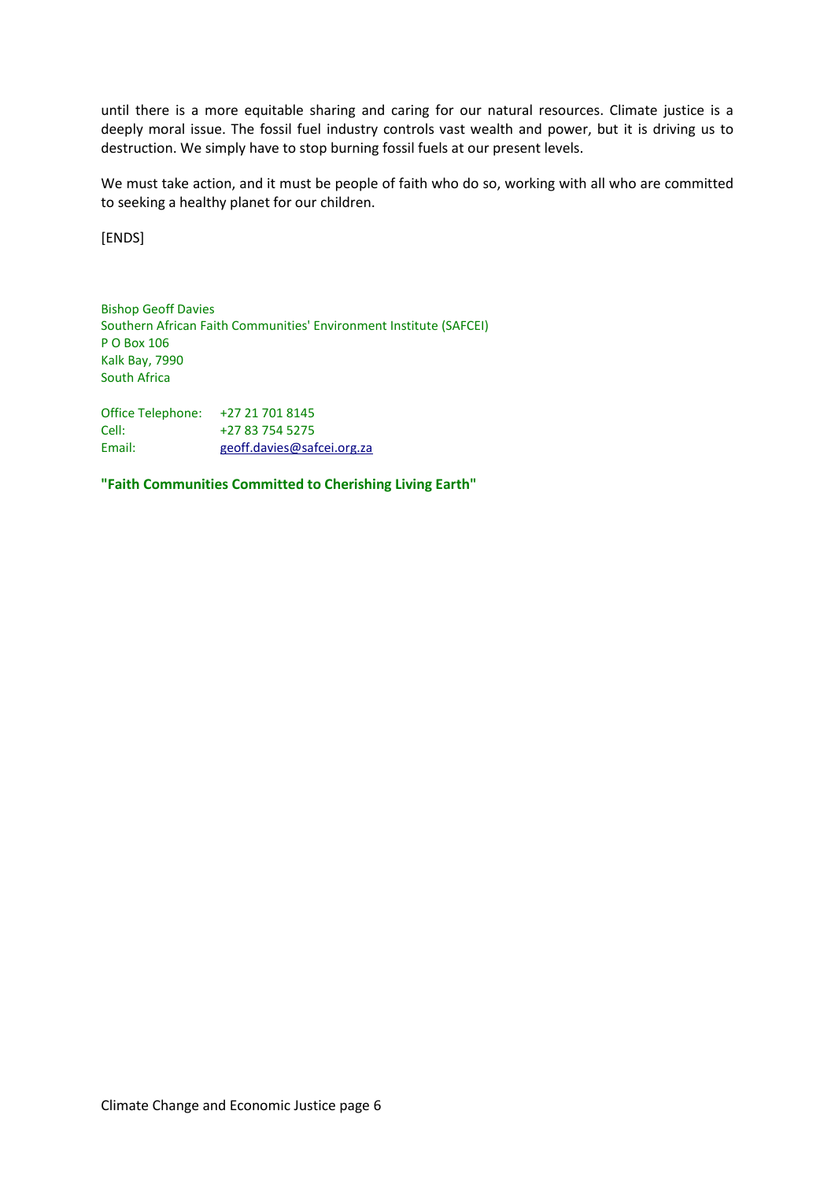until there is a more equitable sharing and caring for our natural resources. Climate justice is a deeply moral issue. The fossil fuel industry controls vast wealth and power, but it is driving us to destruction. We simply have to stop burning fossil fuels at our present levels.

We must take action, and it must be people of faith who do so, working with all who are committed to seeking a healthy planet for our children.

[ENDS]

Bishop Geoff Davies
Southern African Faith Communities' Environment Institute (SAFCEI)
P O Box 106
Kalk Bay, 7990
South Africa

Office Telephone: +27 21 701 8145
Cell: +27 83 754 5275
Email: geoff.davies@safcei.org.za

**"Faith Communities Committed to Cherishing Living Earth"**